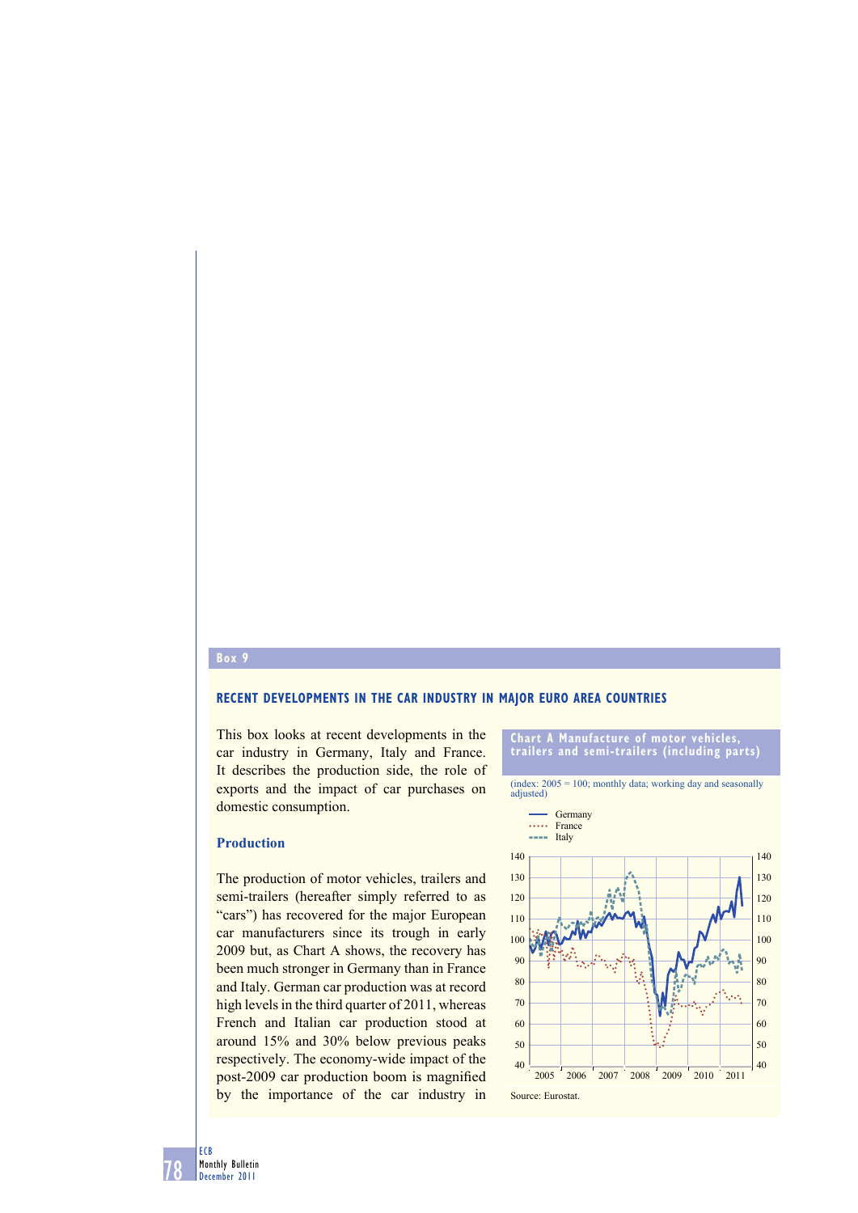## Box 9

### RECENT DEVELOPMENTS IN THE CAR INDUSTRY IN MAJOR EURO AREA COUNTRIES

This box looks at recent developments in the car industry in Germany, Italy and France. It describes the production side, the role of exports and the impact of car purchases on domestic consumption.

#### Production

The production of motor vehicles, trailers and semi-trailers (hereafter simply referred to as "cars") has recovered for the major European car manufacturers since its trough in early 2009 but, as Chart A shows, the recovery has been much stronger in Germany than in France and Italy. German car production was at record high levels in the third quarter of 2011, whereas French and Italian car production stood at around 15% and 30% below previous peaks respectively. The economy-wide impact of the post-2009 car production boom is magnified by the importance of the car industry in

**Chart A Manufacture of motor vehicles, trailers and semi-trailers (including parts)**

(index: 2005 = 100; monthly data; working day and seasonally adjusted)

Source: Eurostat.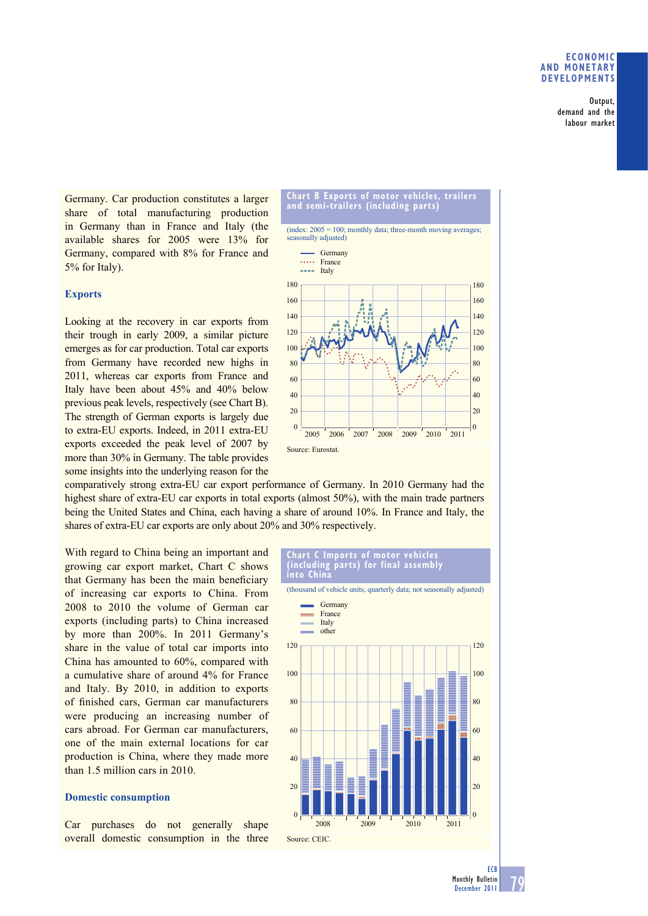Germany. Car production constitutes a larger share of total manufacturing production in Germany than in France and Italy (the available shares for 2005 were 13% for Germany, compared with 8% for France and 5% for Italy).

### Exports

Looking at the recovery in car exports from their trough in early 2009, a similar picture emerges as for car production. Total car exports from Germany have recorded new highs in 2011, whereas car exports from France and Italy have been about 45% and 40% below previous peak levels, respectively (see Chart B). The strength of German exports is largely due to extra-EU exports. Indeed, in 2011 extra-EU exports exceeded the peak level of 2007 by more than 30% in Germany. The table provides some insights into the underlying reason for the comparatively strong extra-EU car export performance of Germany. In 2010 Germany had the highest share of extra-EU car exports in total exports (almost 50%), with the main trade partners being the United States and China, each having a share of around 10%. In France and Italy, the shares of extra-EU car exports are only about 20% and 30% respectively.

**Chart B Exports of motor vehicles, trailers and semi-trailers (including parts)**

(index: 2005 = 100; monthly data; three-month moving averages; seasonally adjusted)

Source: Eurostat.

With regard to China being an important and growing car export market, Chart C shows that Germany has been the main beneficiary of increasing car exports to China. From 2008 to 2010 the volume of German car exports (including parts) to China increased by more than 200%. In 2011 Germany's share in the value of total car imports into China has amounted to 60%, compared with a cumulative share of around 4% for France and Italy. By 2010, in addition to exports of finished cars, German car manufacturers were producing an increasing number of cars abroad. For German car manufacturers, one of the main external locations for car production is China, where they made more than 1.5 million cars in 2010.

**Chart C Imports of motor vehicles (including parts) for final assembly into China**

(thousand of vehicle units; quarterly data; not seasonally adjusted)

Source: CEIC.

### Domestic consumption

Car purchases do not generally shape overall domestic consumption in the three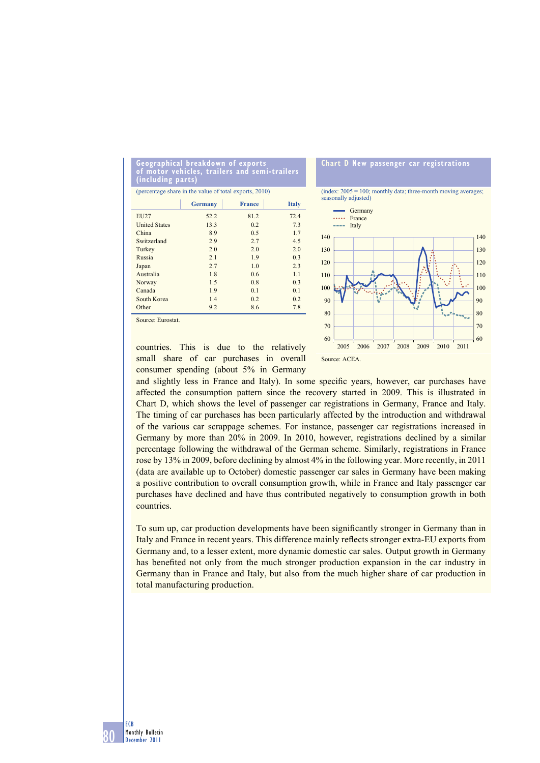## Geographical breakdown of exports of motor vehicles, trailers and semi-trailers (including parts)

(percentage share in the value of total exports, 2010)

| | Germany | France | Italy |
|---|---|---|---|
| EU27 | 52.2 | 81.2 | 72.4 |
| United States | 13.3 | 0.2 | 7.3 |
| China | 8.9 | 0.5 | 1.7 |
| Switzerland | 2.9 | 2.7 | 4.5 |
| Turkey | 2.0 | 2.0 | 2.0 |
| Russia | 2.1 | 1.9 | 0.3 |
| Japan | 2.7 | 1.0 | 2.3 |
| Australia | 1.8 | 0.6 | 1.1 |
| Norway | 1.5 | 0.8 | 0.3 |
| Canada | 1.9 | 0.1 | 0.1 |
| South Korea | 1.4 | 0.2 | 0.2 |
| Other | 9.2 | 8.6 | 7.8 |

Source: Eurostat.

## Chart D New passenger car registrations

(index: 2005 = 100; monthly data; three-month moving averages; seasonally adjusted)

Germany
France
Italy

140
130
120
110
100
90
80
70
60

2005 2006 2007 2008 2009 2010 2011

Source: ACEA.

countries. This is due to the relatively small share of car purchases in overall consumer spending (about 5% in Germany and slightly less in France and Italy). In some specific years, however, car purchases have affected the consumption pattern since the recovery started in 2009. This is illustrated in Chart D, which shows the level of passenger car registrations in Germany, France and Italy. The timing of car purchases has been particularly affected by the introduction and withdrawal of the various car scrappage schemes. For instance, passenger car registrations increased in Germany by more than 20% in 2009. In 2010, however, registrations declined by a similar percentage following the withdrawal of the German scheme. Similarly, registrations in France rose by 13% in 2009, before declining by almost 4% in the following year. More recently, in 2011 (data are available up to October) domestic passenger car sales in Germany have been making a positive contribution to overall consumption growth, while in France and Italy passenger car purchases have declined and have thus contributed negatively to consumption growth in both countries.

To sum up, car production developments have been significantly stronger in Germany than in Italy and France in recent years. This difference mainly reflects stronger extra-EU exports from Germany and, to a lesser extent, more dynamic domestic car sales. Output growth in Germany has benefited not only from the much stronger production expansion in the car industry in Germany than in France and Italy, but also from the much higher share of car production in total manufacturing production.